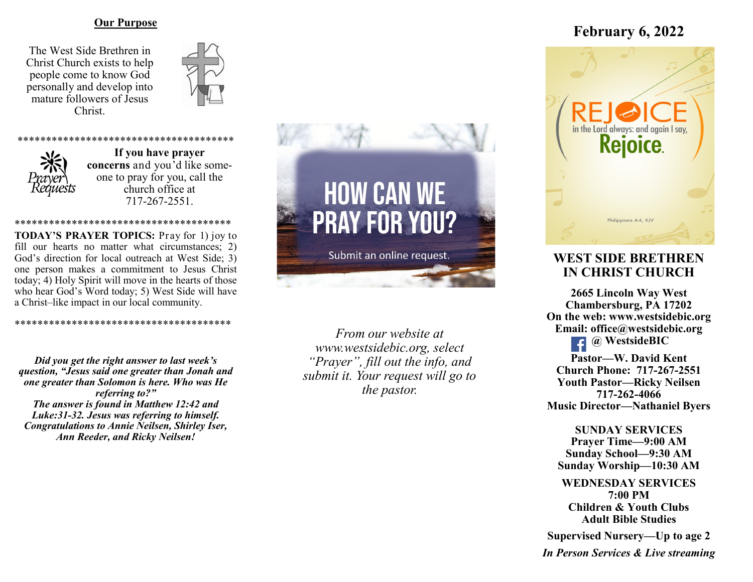## Our Purpose

The West Side Brethren in Christ Church exists to help people come to know God personally and develop into mature followers of Jesus Christ.

*************************************

**If you have prayer concerns** and you'd like someone to pray for you, call the church office at 717-267-2551.

*************************************

**TODAY'S PRAYER TOPICS:** Pray for 1) joy to fill our hearts no matter what circumstances; 2) God's direction for local outreach at West Side; 3) one person makes a commitment to Jesus Christ today; 4) Holy Spirit will move in the hearts of those who hear God's Word today; 5) West Side will have a Christ–like impact in our local community.

*************************************

***Did you get the right answer to last week's question, "Jesus said one greater than Jonah and one greater than Solomon is here. Who was He referring to?"***
***The answer is found in Matthew 12:42 and Luke:31-32. Jesus was referring to himself. Congratulations to Annie Neilsen, Shirley Iser, Ann Reeder, and Ricky Neilsen!***

HOW CAN WE PRAY FOR YOU?

Submit an online request.

*From our website at www.westsidebic.org, select "Prayer", fill out the info, and submit it. Your request will go to the pastor.*

**February 6, 2022**

REJOICE in the Lord always: and again I say, Rejoice.

Philippians 4:4, KJV

## WEST SIDE BRETHREN IN CHRIST CHURCH

**2665 Lincoln Way West**
**Chambersburg, PA 17202**
**On the web: www.westsidebic.org**
**Email: office@westsidebic.org**
**@ WestsideBIC**

**Pastor—W. David Kent**
**Church Phone: 717-267-2551**
**Youth Pastor—Ricky Neilsen**
**717-262-4066**
**Music Director—Nathaniel Byers**

**SUNDAY SERVICES**
**Prayer Time—9:00 AM**
**Sunday School—9:30 AM**
**Sunday Worship—10:30 AM**

**WEDNESDAY SERVICES**
**7:00 PM**
**Children & Youth Clubs**
**Adult Bible Studies**

**Supervised Nursery—Up to age 2**

***In Person Services & Live streaming***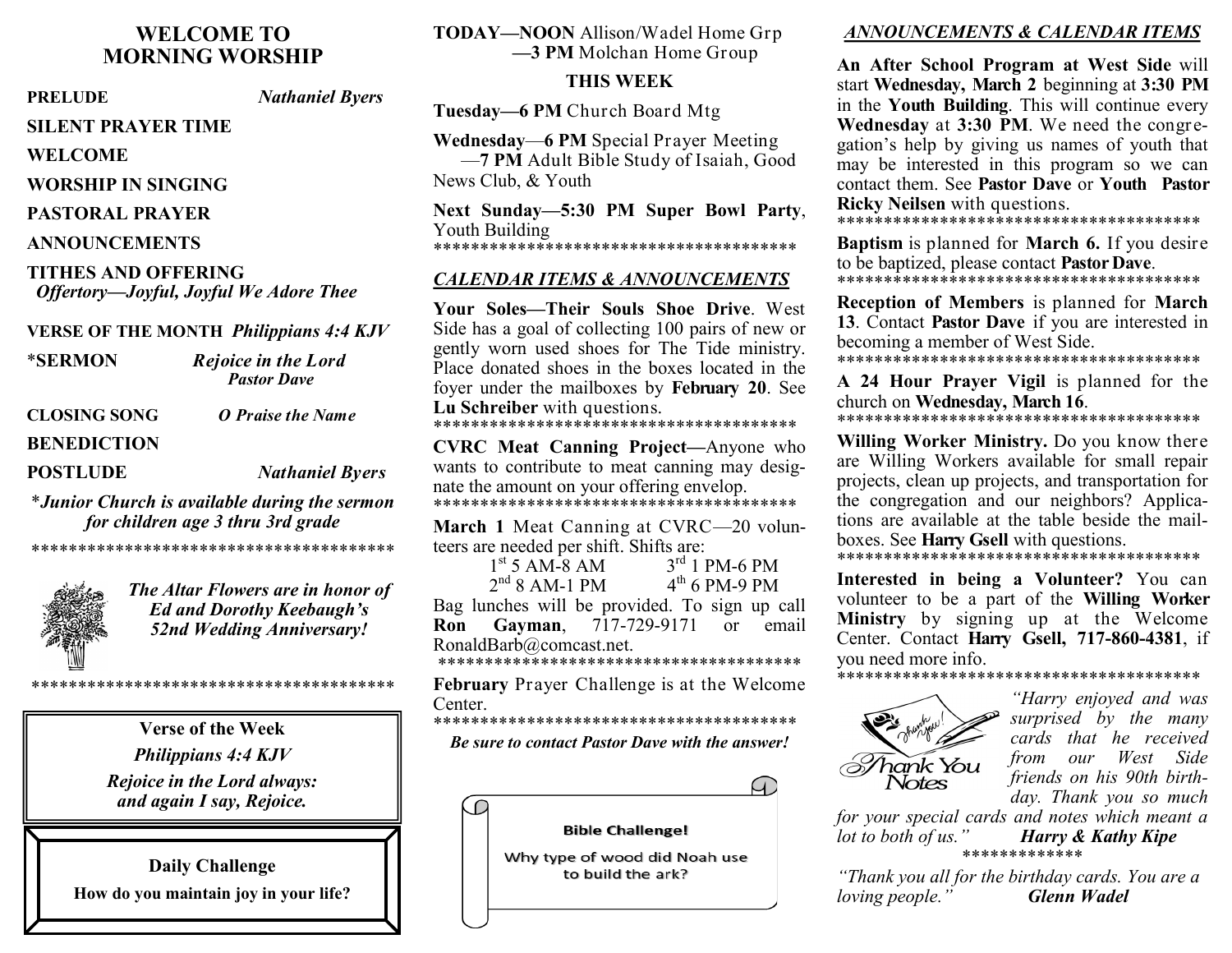## WELCOME TO MORNING WORSHIP

**PRELUDE** *Nathaniel Byers*

**SILENT PRAYER TIME**

**WELCOME**

**WORSHIP IN SINGING**

**PASTORAL PRAYER**

**ANNOUNCEMENTS**

**TITHES AND OFFERING**
*Offertory—Joyful, Joyful We Adore Thee*

**VERSE OF THE MONTH** *Philippians 4:4 KJV*

***SERMON** *Rejoice in the Lord*
*Pastor Dave*

**CLOSING SONG** *O Praise the Name*

**BENEDICTION**

**POSTLUDE** *Nathaniel Byers*

**\*Junior Church is available during the sermon for children age 3 thru 3rd grade**

\*\*\*\*\*\*\*\*\*\*\*\*\*\*\*\*\*\*\*\*\*\*\*\*\*\*\*\*\*\*\*\*\*\*\*\*\*\*\*\*\*

***The Altar Flowers are in honor of Ed and Dorothy Keebaugh's 52nd Wedding Anniversary!***

\*\*\*\*\*\*\*\*\*\*\*\*\*\*\*\*\*\*\*\*\*\*\*\*\*\*\*\*\*\*\*\*\*\*\*\*\*\*\*\*\*

**Verse of the Week**

***Philippians 4:4 KJV***

***Rejoice in the Lord always: and again I say, Rejoice.***

**Daily Challenge**

**How do you maintain joy in your life?**

**TODAY—NOON** Allison/Wadel Home Grp
**—3 PM** Molchan Home Group

**THIS WEEK**

**Tuesday—6 PM** Church Board Mtg

**Wednesday—6 PM** Special Prayer Meeting
**—7 PM** Adult Bible Study of Isaiah, Good News Club, & Youth

**Next Sunday—5:30 PM Super Bowl Party**, Youth Building

\*\*\*\*\*\*\*\*\*\*\*\*\*\*\*\*\*\*\*\*\*\*\*\*\*\*\*\*\*\*\*\*\*\*\*\*\*\*\*\*\*

## *CALENDAR ITEMS & ANNOUNCEMENTS*

**Your Soles—Their Souls Shoe Drive**. West Side has a goal of collecting 100 pairs of new or gently worn used shoes for The Tide ministry. Place donated shoes in the boxes located in the foyer under the mailboxes by **February 20**. See **Lu Schreiber** with questions.

\*\*\*\*\*\*\*\*\*\*\*\*\*\*\*\*\*\*\*\*\*\*\*\*\*\*\*\*\*\*\*\*\*\*\*\*\*\*\*\*\*

**CVRC Meat Canning Project—**Anyone who wants to contribute to meat canning may designate the amount on your offering envelop.

\*\*\*\*\*\*\*\*\*\*\*\*\*\*\*\*\*\*\*\*\*\*\*\*\*\*\*\*\*\*\*\*\*\*\*\*\*\*\*\*\*

**March 1** Meat Canning at CVRC—20 volunteers are needed per shift. Shifts are:

1st 5 AM-8 AM     3rd 1 PM-6 PM
2nd 8 AM-1 PM     4th 6 PM-9 PM

Bag lunches will be provided. To sign up call **Ron Gayman**, 717-729-9171 or email RonaldBarb@comcast.net.

\*\*\*\*\*\*\*\*\*\*\*\*\*\*\*\*\*\*\*\*\*\*\*\*\*\*\*\*\*\*\*\*\*\*\*\*\*\*\*\*\*

**February** Prayer Challenge is at the Welcome Center.

\*\*\*\*\*\*\*\*\*\*\*\*\*\*\*\*\*\*\*\*\*\*\*\*\*\*\*\*\*\*\*\*\*\*\*\*\*\*\*\*\*

***Be sure to contact Pastor Dave with the answer!***

**Bible Challenge!**

Why type of wood did Noah use to build the ark?

## *ANNOUNCEMENTS & CALENDAR ITEMS*

**An After School Program at West Side** will start **Wednesday, March 2** beginning at **3:30 PM** in the **Youth Building**. This will continue every **Wednesday** at **3:30 PM**. We need the congregation's help by giving us names of youth that may be interested in this program so we can contact them. See **Pastor Dave** or **Youth Pastor Ricky Neilsen** with questions.

\*\*\*\*\*\*\*\*\*\*\*\*\*\*\*\*\*\*\*\*\*\*\*\*\*\*\*\*\*\*\*\*\*\*\*\*\*\*\*\*\*

**Baptism** is planned for **March 6.** If you desire to be baptized, please contact **Pastor Dave**.

\*\*\*\*\*\*\*\*\*\*\*\*\*\*\*\*\*\*\*\*\*\*\*\*\*\*\*\*\*\*\*\*\*\*\*\*\*\*\*\*\*

**Reception of Members** is planned for **March 13**. Contact **Pastor Dave** if you are interested in becoming a member of West Side.

\*\*\*\*\*\*\*\*\*\*\*\*\*\*\*\*\*\*\*\*\*\*\*\*\*\*\*\*\*\*\*\*\*\*\*\*\*\*\*\*\*

**A 24 Hour Prayer Vigil** is planned for the church on **Wednesday, March 16**.

\*\*\*\*\*\*\*\*\*\*\*\*\*\*\*\*\*\*\*\*\*\*\*\*\*\*\*\*\*\*\*\*\*\*\*\*\*\*\*\*\*

**Willing Worker Ministry.** Do you know there are Willing Workers available for small repair projects, clean up projects, and transportation for the congregation and our neighbors? Applications are available at the table beside the mailboxes. See **Harry Gsell** with questions.

\*\*\*\*\*\*\*\*\*\*\*\*\*\*\*\*\*\*\*\*\*\*\*\*\*\*\*\*\*\*\*\*\*\*\*\*\*\*\*\*\*

**Interested in being a Volunteer?** You can volunteer to be a part of the **Willing Worker Ministry** by signing up at the Welcome Center. Contact **Harry Gsell, 717-860-4381**, if you need more info.

\*\*\*\*\*\*\*\*\*\*\*\*\*\*\*\*\*\*\*\*\*\*\*\*\*\*\*\*\*\*\*\*\*\*\*\*\*\*\*\*\*

Thank You Notes

*"Harry enjoyed and was surprised by the many cards that he received from our West Side friends on his 90th birthday. Thank you so much for your special cards and notes which meant a lot to both of us."* ***Harry & Kathy Kipe***

\*\*\*\*\*\*\*\*\*\*\*\*\*

*"Thank you all for the birthday cards. You are a loving people."* ***Glenn Wadel***